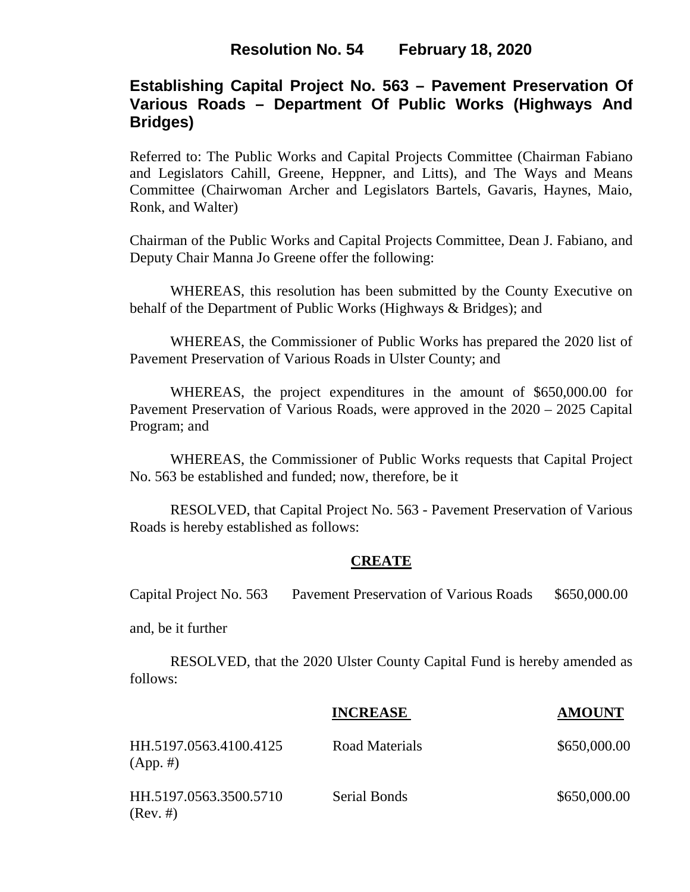# Resolution No. 54 February 18, 2020

## Establishing Capital Project No. 563 – Pavement Preservation Of Various Roads – Department Of Public Works (Highways And Bridges)

Referred to: The Public Works and Capital Projects Committee (Chairman Fabiano and Legislators Cahill, Greene, Heppner, and Litts), and The Ways and Means Committee (Chairwoman Archer and Legislators Bartels, Gavaris, Haynes, Maio, Ronk, and Walter)

Chairman of the Public Works and Capital Projects Committee, Dean J. Fabiano, and Deputy Chair Manna Jo Greene offer the following:

WHEREAS, this resolution has been submitted by the County Executive on behalf of the Department of Public Works (Highways & Bridges); and

WHEREAS, the Commissioner of Public Works has prepared the 2020 list of Pavement Preservation of Various Roads in Ulster County; and

WHEREAS, the project expenditures in the amount of $650,000.00 for Pavement Preservation of Various Roads, were approved in the 2020 – 2025 Capital Program; and

WHEREAS, the Commissioner of Public Works requests that Capital Project No. 563 be established and funded; now, therefore, be it

RESOLVED, that Capital Project No. 563 - Pavement Preservation of Various Roads is hereby established as follows:

**CREATE**

| | | |
|---|---|---|
| Capital Project No. 563 | Pavement Preservation of Various Roads | $650,000.00 |

and, be it further

RESOLVED, that the 2020 Ulster County Capital Fund is hereby amended as follows:

| | **INCREASE** | **AMOUNT** |
|---|---|---|
| HH.5197.0563.4100.4125 (App. #) | Road Materials | $650,000.00 |
| HH.5197.0563.3500.5710 (Rev. #) | Serial Bonds | $650,000.00 |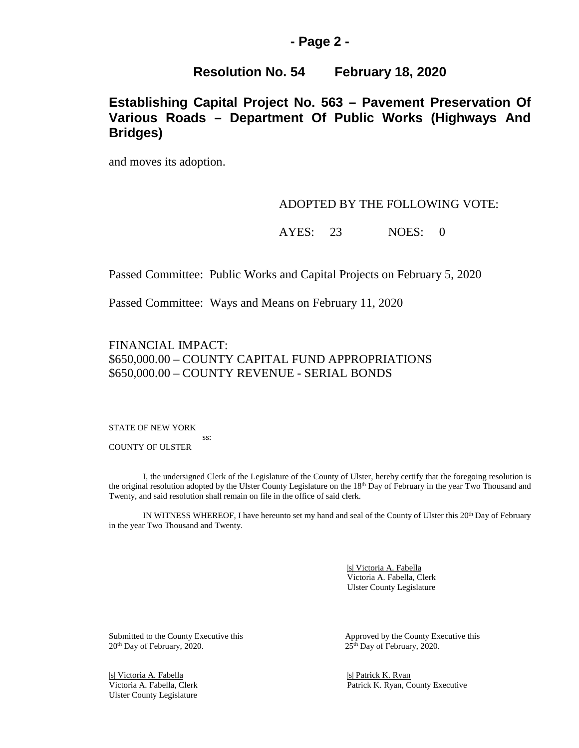## Resolution No. 54 February 18, 2020

## Establishing Capital Project No. 563 – Pavement Preservation Of Various Roads – Department Of Public Works (Highways And Bridges)

and moves its adoption.

ADOPTED BY THE FOLLOWING VOTE:

AYES: 23 NOES: 0

Passed Committee: Public Works and Capital Projects on February 5, 2020

Passed Committee: Ways and Means on February 11, 2020

FINANCIAL IMPACT:
$650,000.00 – COUNTY CAPITAL FUND APPROPRIATIONS
$650,000.00 – COUNTY REVENUE - SERIAL BONDS

STATE OF NEW YORK
ss:
COUNTY OF ULSTER

I, the undersigned Clerk of the Legislature of the County of Ulster, hereby certify that the foregoing resolution is the original resolution adopted by the Ulster County Legislature on the 18th Day of February in the year Two Thousand and Twenty, and said resolution shall remain on file in the office of said clerk.

IN WITNESS WHEREOF, I have hereunto set my hand and seal of the County of Ulster this 20th Day of February in the year Two Thousand and Twenty.

|s| Victoria A. Fabella
Victoria A. Fabella, Clerk
Ulster County Legislature

Submitted to the County Executive this 20th Day of February, 2020.

|s| Victoria A. Fabella
Victoria A. Fabella, Clerk
Ulster County Legislature

Approved by the County Executive this 25th Day of February, 2020.

|s| Patrick K. Ryan
Patrick K. Ryan, County Executive